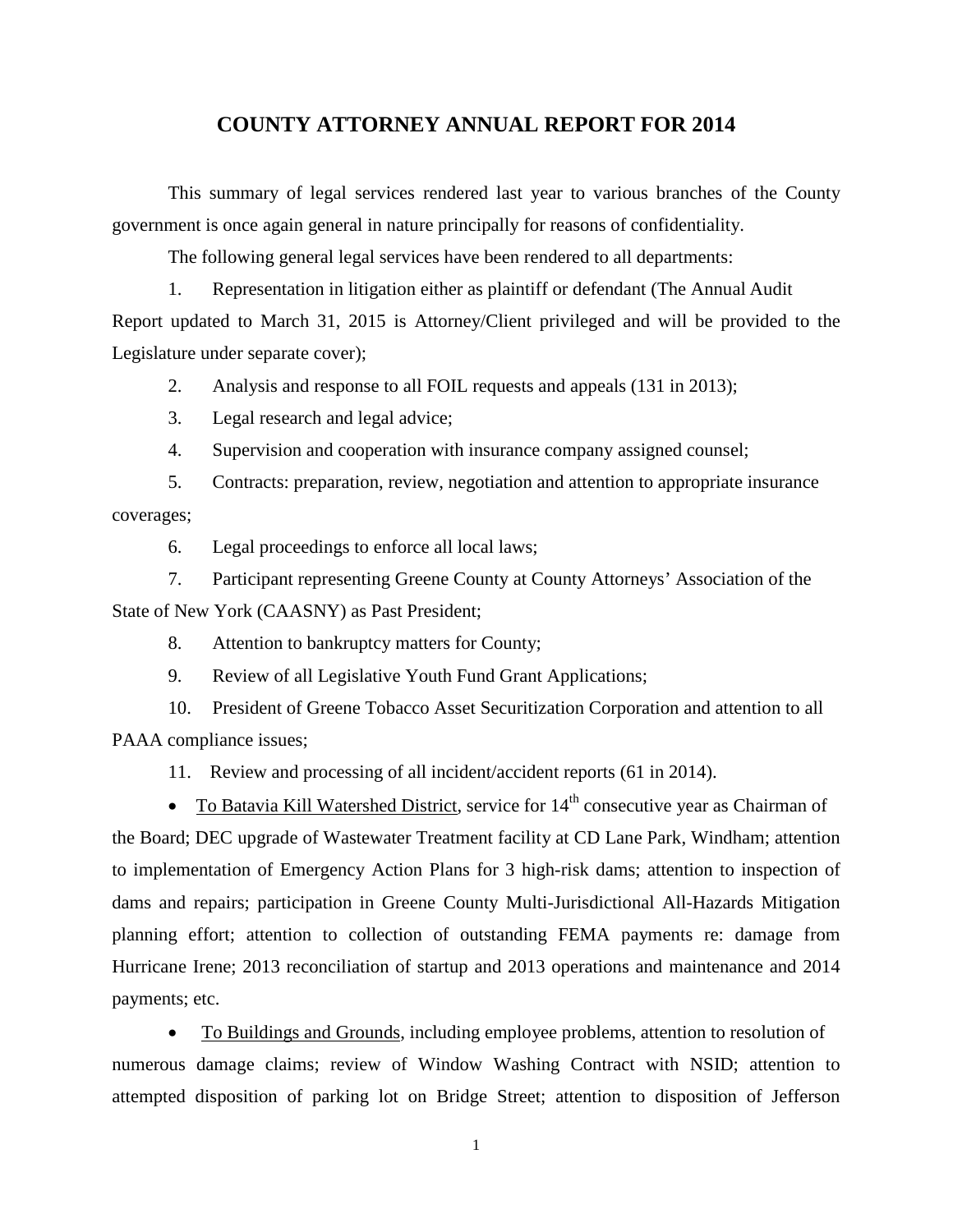# COUNTY ATTORNEY ANNUAL REPORT FOR 2014

This summary of legal services rendered last year to various branches of the County government is once again general in nature principally for reasons of confidentiality.

The following general legal services have been rendered to all departments:

1. Representation in litigation either as plaintiff or defendant (The Annual Audit Report updated to March 31, 2015 is Attorney/Client privileged and will be provided to the Legislature under separate cover);
2. Analysis and response to all FOIL requests and appeals (131 in 2013);
3. Legal research and legal advice;
4. Supervision and cooperation with insurance company assigned counsel;
5. Contracts: preparation, review, negotiation and attention to appropriate insurance coverages;
6. Legal proceedings to enforce all local laws;
7. Participant representing Greene County at County Attorneys' Association of the State of New York (CAASNY) as Past President;
8. Attention to bankruptcy matters for County;
9. Review of all Legislative Youth Fund Grant Applications;
10. President of Greene Tobacco Asset Securitization Corporation and attention to all PAAA compliance issues;
11. Review and processing of all incident/accident reports (61 in 2014).

- <u>To Batavia Kill Watershed District</u>, service for 14th consecutive year as Chairman of the Board; DEC upgrade of Wastewater Treatment facility at CD Lane Park, Windham; attention to implementation of Emergency Action Plans for 3 high-risk dams; attention to inspection of dams and repairs; participation in Greene County Multi-Jurisdictional All-Hazards Mitigation planning effort; attention to collection of outstanding FEMA payments re: damage from Hurricane Irene; 2013 reconciliation of startup and 2013 operations and maintenance and 2014 payments; etc.

- <u>To Buildings and Grounds</u>, including employee problems, attention to resolution of numerous damage claims; review of Window Washing Contract with NSID; attention to attempted disposition of parking lot on Bridge Street; attention to disposition of Jefferson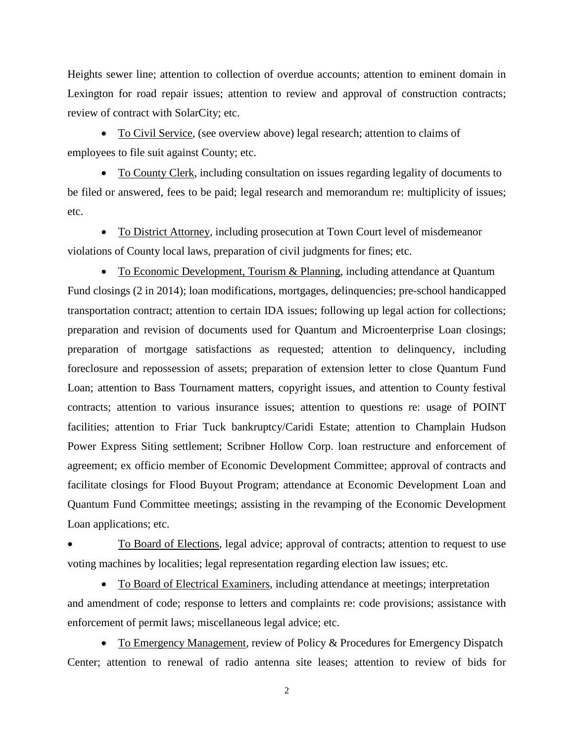Heights sewer line; attention to collection of overdue accounts; attention to eminent domain in Lexington for road repair issues; attention to review and approval of construction contracts; review of contract with SolarCity; etc.

- <u>To Civil Service</u>, (see overview above) legal research; attention to claims of employees to file suit against County; etc.

- <u>To County Clerk</u>, including consultation on issues regarding legality of documents to be filed or answered, fees to be paid; legal research and memorandum re: multiplicity of issues; etc.

- <u>To District Attorney</u>, including prosecution at Town Court level of misdemeanor violations of County local laws, preparation of civil judgments for fines; etc.

- <u>To Economic Development, Tourism & Planning</u>, including attendance at Quantum Fund closings (2 in 2014); loan modifications, mortgages, delinquencies; pre-school handicapped transportation contract; attention to certain IDA issues; following up legal action for collections; preparation and revision of documents used for Quantum and Microenterprise Loan closings; preparation of mortgage satisfactions as requested; attention to delinquency, including foreclosure and repossession of assets; preparation of extension letter to close Quantum Fund Loan; attention to Bass Tournament matters, copyright issues, and attention to County festival contracts; attention to various insurance issues; attention to questions re: usage of POINT facilities; attention to Friar Tuck bankruptcy/Caridi Estate; attention to Champlain Hudson Power Express Siting settlement; Scribner Hollow Corp. loan restructure and enforcement of agreement; ex officio member of Economic Development Committee; approval of contracts and facilitate closings for Flood Buyout Program; attendance at Economic Development Loan and Quantum Fund Committee meetings; assisting in the revamping of the Economic Development Loan applications; etc.

- <u>To Board of Elections</u>, legal advice; approval of contracts; attention to request to use voting machines by localities; legal representation regarding election law issues; etc.

- <u>To Board of Electrical Examiners</u>, including attendance at meetings; interpretation and amendment of code; response to letters and complaints re: code provisions; assistance with enforcement of permit laws; miscellaneous legal advice; etc.

- <u>To Emergency Management</u>, review of Policy & Procedures for Emergency Dispatch Center; attention to renewal of radio antenna site leases; attention to review of bids for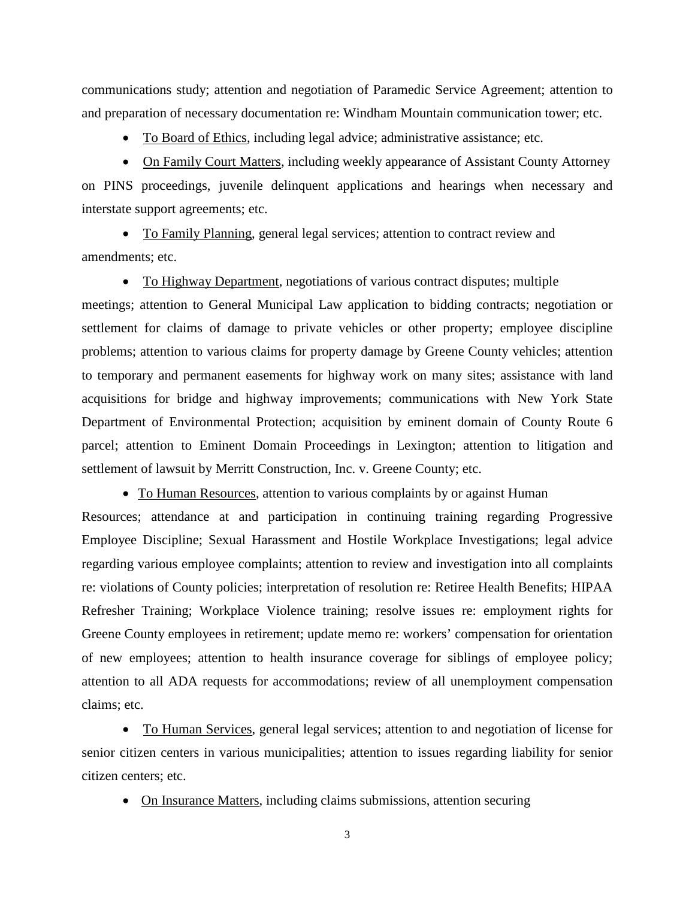communications study; attention and negotiation of Paramedic Service Agreement; attention to and preparation of necessary documentation re: Windham Mountain communication tower; etc.

- To Board of Ethics, including legal advice; administrative assistance; etc.

- On Family Court Matters, including weekly appearance of Assistant County Attorney on PINS proceedings, juvenile delinquent applications and hearings when necessary and interstate support agreements; etc.

- To Family Planning, general legal services; attention to contract review and amendments; etc.

- To Highway Department, negotiations of various contract disputes; multiple meetings; attention to General Municipal Law application to bidding contracts; negotiation or settlement for claims of damage to private vehicles or other property; employee discipline problems; attention to various claims for property damage by Greene County vehicles; attention to temporary and permanent easements for highway work on many sites; assistance with land acquisitions for bridge and highway improvements; communications with New York State Department of Environmental Protection; acquisition by eminent domain of County Route 6 parcel; attention to Eminent Domain Proceedings in Lexington; attention to litigation and settlement of lawsuit by Merritt Construction, Inc. v. Greene County; etc.

- To Human Resources, attention to various complaints by or against Human Resources; attendance at and participation in continuing training regarding Progressive Employee Discipline; Sexual Harassment and Hostile Workplace Investigations; legal advice regarding various employee complaints; attention to review and investigation into all complaints re: violations of County policies; interpretation of resolution re: Retiree Health Benefits; HIPAA Refresher Training; Workplace Violence training; resolve issues re: employment rights for Greene County employees in retirement; update memo re: workers' compensation for orientation of new employees; attention to health insurance coverage for siblings of employee policy; attention to all ADA requests for accommodations; review of all unemployment compensation claims; etc.

- To Human Services, general legal services; attention to and negotiation of license for senior citizen centers in various municipalities; attention to issues regarding liability for senior citizen centers; etc.

- On Insurance Matters, including claims submissions, attention securing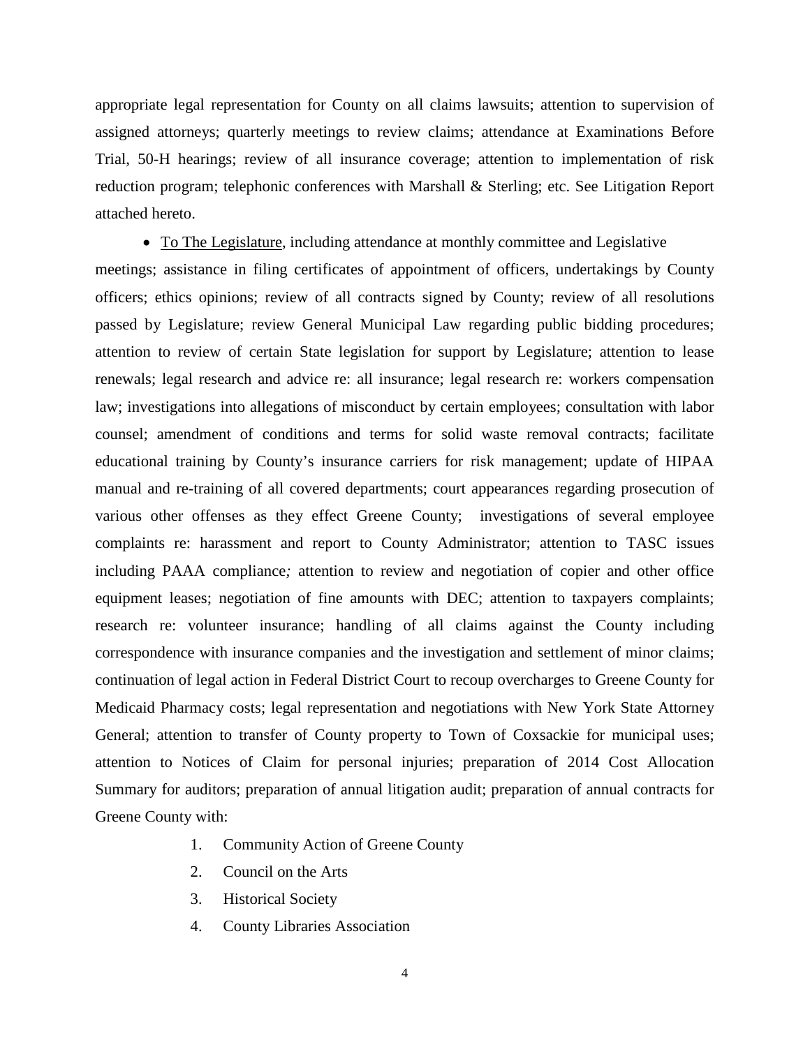appropriate legal representation for County on all claims lawsuits; attention to supervision of assigned attorneys; quarterly meetings to review claims; attendance at Examinations Before Trial, 50-H hearings; review of all insurance coverage; attention to implementation of risk reduction program; telephonic conferences with Marshall & Sterling; etc. See Litigation Report attached hereto.

- <u>To The Legislature</u>, including attendance at monthly committee and Legislative meetings; assistance in filing certificates of appointment of officers, undertakings by County officers; ethics opinions; review of all contracts signed by County; review of all resolutions passed by Legislature; review General Municipal Law regarding public bidding procedures; attention to review of certain State legislation for support by Legislature; attention to lease renewals; legal research and advice re: all insurance; legal research re: workers compensation law; investigations into allegations of misconduct by certain employees; consultation with labor counsel; amendment of conditions and terms for solid waste removal contracts; facilitate educational training by County's insurance carriers for risk management; update of HIPAA manual and re-training of all covered departments; court appearances regarding prosecution of various other offenses as they effect Greene County; investigations of several employee complaints re: harassment and report to County Administrator; attention to TASC issues including PAAA compliance; attention to review and negotiation of copier and other office equipment leases; negotiation of fine amounts with DEC; attention to taxpayers complaints; research re: volunteer insurance; handling of all claims against the County including correspondence with insurance companies and the investigation and settlement of minor claims; continuation of legal action in Federal District Court to recoup overcharges to Greene County for Medicaid Pharmacy costs; legal representation and negotiations with New York State Attorney General; attention to transfer of County property to Town of Coxsackie for municipal uses; attention to Notices of Claim for personal injuries; preparation of 2014 Cost Allocation Summary for auditors; preparation of annual litigation audit; preparation of annual contracts for Greene County with:

1. Community Action of Greene County
2. Council on the Arts
3. Historical Society
4. County Libraries Association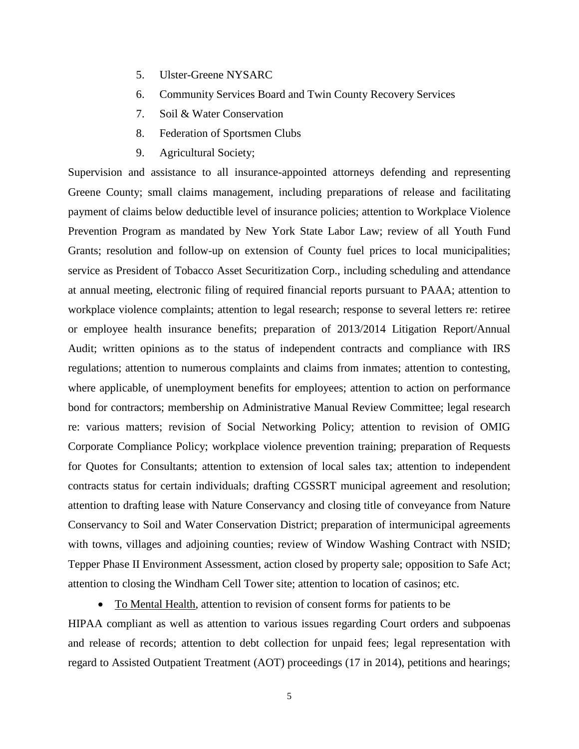5. Ulster-Greene NYSARC
6. Community Services Board and Twin County Recovery Services
7. Soil & Water Conservation
8. Federation of Sportsmen Clubs
9. Agricultural Society;

Supervision and assistance to all insurance-appointed attorneys defending and representing Greene County; small claims management, including preparations of release and facilitating payment of claims below deductible level of insurance policies; attention to Workplace Violence Prevention Program as mandated by New York State Labor Law; review of all Youth Fund Grants; resolution and follow-up on extension of County fuel prices to local municipalities; service as President of Tobacco Asset Securitization Corp., including scheduling and attendance at annual meeting, electronic filing of required financial reports pursuant to PAAA; attention to workplace violence complaints; attention to legal research; response to several letters re: retiree or employee health insurance benefits; preparation of 2013/2014 Litigation Report/Annual Audit; written opinions as to the status of independent contracts and compliance with IRS regulations; attention to numerous complaints and claims from inmates; attention to contesting, where applicable, of unemployment benefits for employees; attention to action on performance bond for contractors; membership on Administrative Manual Review Committee; legal research re: various matters; revision of Social Networking Policy; attention to revision of OMIG Corporate Compliance Policy; workplace violence prevention training; preparation of Requests for Quotes for Consultants; attention to extension of local sales tax; attention to independent contracts status for certain individuals; drafting CGSSRT municipal agreement and resolution; attention to drafting lease with Nature Conservancy and closing title of conveyance from Nature Conservancy to Soil and Water Conservation District; preparation of intermunicipal agreements with towns, villages and adjoining counties; review of Window Washing Contract with NSID; Tepper Phase II Environment Assessment, action closed by property sale; opposition to Safe Act; attention to closing the Windham Cell Tower site; attention to location of casinos; etc.

- To Mental Health, attention to revision of consent forms for patients to be

HIPAA compliant as well as attention to various issues regarding Court orders and subpoenas and release of records; attention to debt collection for unpaid fees; legal representation with regard to Assisted Outpatient Treatment (AOT) proceedings (17 in 2014), petitions and hearings;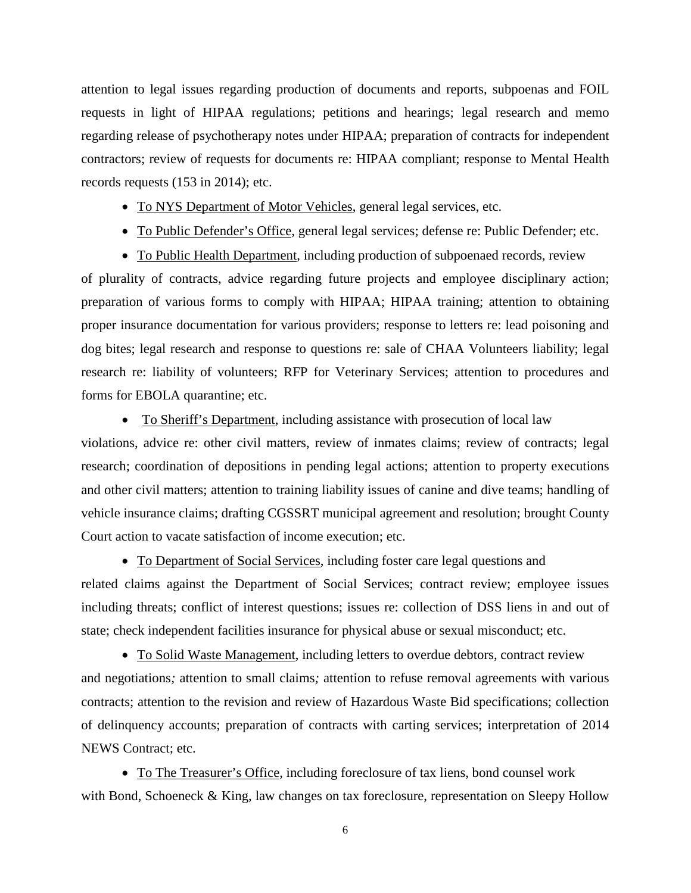attention to legal issues regarding production of documents and reports, subpoenas and FOIL requests in light of HIPAA regulations; petitions and hearings; legal research and memo regarding release of psychotherapy notes under HIPAA; preparation of contracts for independent contractors; review of requests for documents re: HIPAA compliant; response to Mental Health records requests (153 in 2014); etc.

- To NYS Department of Motor Vehicles, general legal services, etc.
- To Public Defender's Office, general legal services; defense re: Public Defender; etc.
- To Public Health Department, including production of subpoenaed records, review of plurality of contracts, advice regarding future projects and employee disciplinary action; preparation of various forms to comply with HIPAA; HIPAA training; attention to obtaining proper insurance documentation for various providers; response to letters re: lead poisoning and dog bites; legal research and response to questions re: sale of CHAA Volunteers liability; legal research re: liability of volunteers; RFP for Veterinary Services; attention to procedures and forms for EBOLA quarantine; etc.
- To Sheriff's Department, including assistance with prosecution of local law violations, advice re: other civil matters, review of inmates claims; review of contracts; legal research; coordination of depositions in pending legal actions; attention to property executions and other civil matters; attention to training liability issues of canine and dive teams; handling of vehicle insurance claims; drafting CGSSRT municipal agreement and resolution; brought County Court action to vacate satisfaction of income execution; etc.
- To Department of Social Services, including foster care legal questions and related claims against the Department of Social Services; contract review; employee issues including threats; conflict of interest questions; issues re: collection of DSS liens in and out of state; check independent facilities insurance for physical abuse or sexual misconduct; etc.
- To Solid Waste Management, including letters to overdue debtors, contract review and negotiations*;* attention to small claims*;* attention to refuse removal agreements with various contracts; attention to the revision and review of Hazardous Waste Bid specifications; collection of delinquency accounts; preparation of contracts with carting services; interpretation of 2014 NEWS Contract; etc.
- To The Treasurer's Office, including foreclosure of tax liens, bond counsel work with Bond, Schoeneck & King, law changes on tax foreclosure, representation on Sleepy Hollow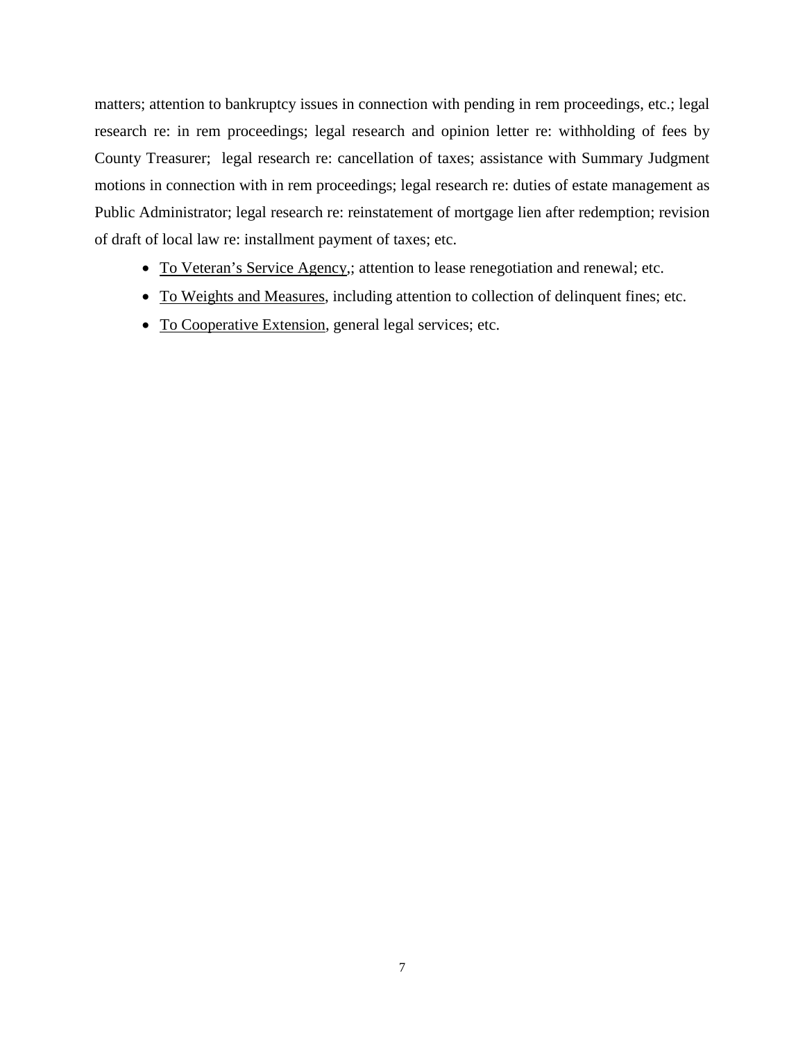matters; attention to bankruptcy issues in connection with pending in rem proceedings, etc.; legal research re: in rem proceedings; legal research and opinion letter re: withholding of fees by County Treasurer; legal research re: cancellation of taxes; assistance with Summary Judgment motions in connection with in rem proceedings; legal research re: duties of estate management as Public Administrator; legal research re: reinstatement of mortgage lien after redemption; revision of draft of local law re: installment payment of taxes; etc.

- <u>To Veteran's Service Agency</u>,; attention to lease renegotiation and renewal; etc.
- <u>To Weights and Measures</u>, including attention to collection of delinquent fines; etc.
- <u>To Cooperative Extension</u>, general legal services; etc.